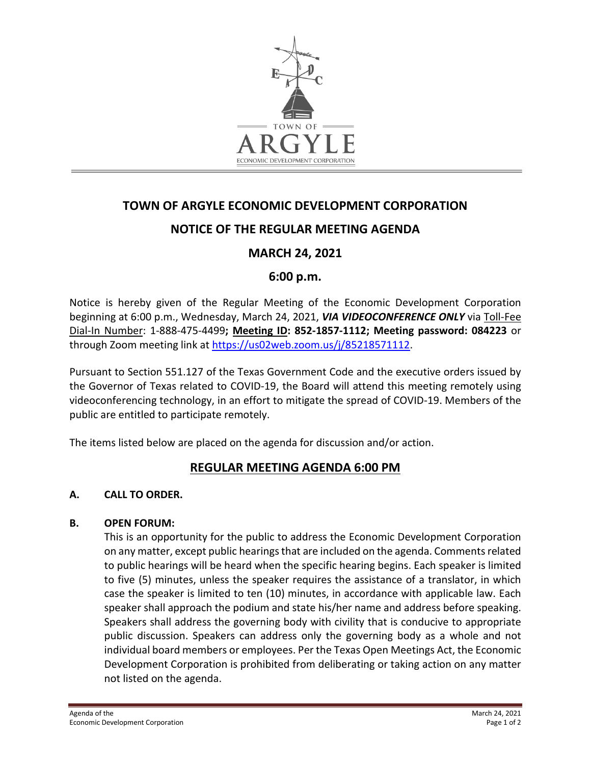# TOWN OF ARGYLE ECONOMIC DEVELOPMENT CORPORATION

## NOTICE OF THE REGULAR MEETING AGENDA

## MARCH 24, 2021

## 6:00 p.m.

Notice is hereby given of the Regular Meeting of the Economic Development Corporation beginning at 6:00 p.m., Wednesday, March 24, 2021, ***VIA VIDEOCONFERENCE ONLY*** via Toll-Fee Dial-In Number: 1-888-475-4499**; Meeting ID: 852-1857-1112; Meeting password: 084223** or through Zoom meeting link at https://us02web.zoom.us/j/85218571112.

Pursuant to Section 551.127 of the Texas Government Code and the executive orders issued by the Governor of Texas related to COVID-19, the Board will attend this meeting remotely using videoconferencing technology, in an effort to mitigate the spread of COVID-19. Members of the public are entitled to participate remotely.

The items listed below are placed on the agenda for discussion and/or action.

## REGULAR MEETING AGENDA 6:00 PM

**A. CALL TO ORDER.**

**B. OPEN FORUM:**

This is an opportunity for the public to address the Economic Development Corporation on any matter, except public hearings that are included on the agenda. Comments related to public hearings will be heard when the specific hearing begins. Each speaker is limited to five (5) minutes, unless the speaker requires the assistance of a translator, in which case the speaker is limited to ten (10) minutes, in accordance with applicable law. Each speaker shall approach the podium and state his/her name and address before speaking. Speakers shall address the governing body with civility that is conducive to appropriate public discussion. Speakers can address only the governing body as a whole and not individual board members or employees. Per the Texas Open Meetings Act, the Economic Development Corporation is prohibited from deliberating or taking action on any matter not listed on the agenda.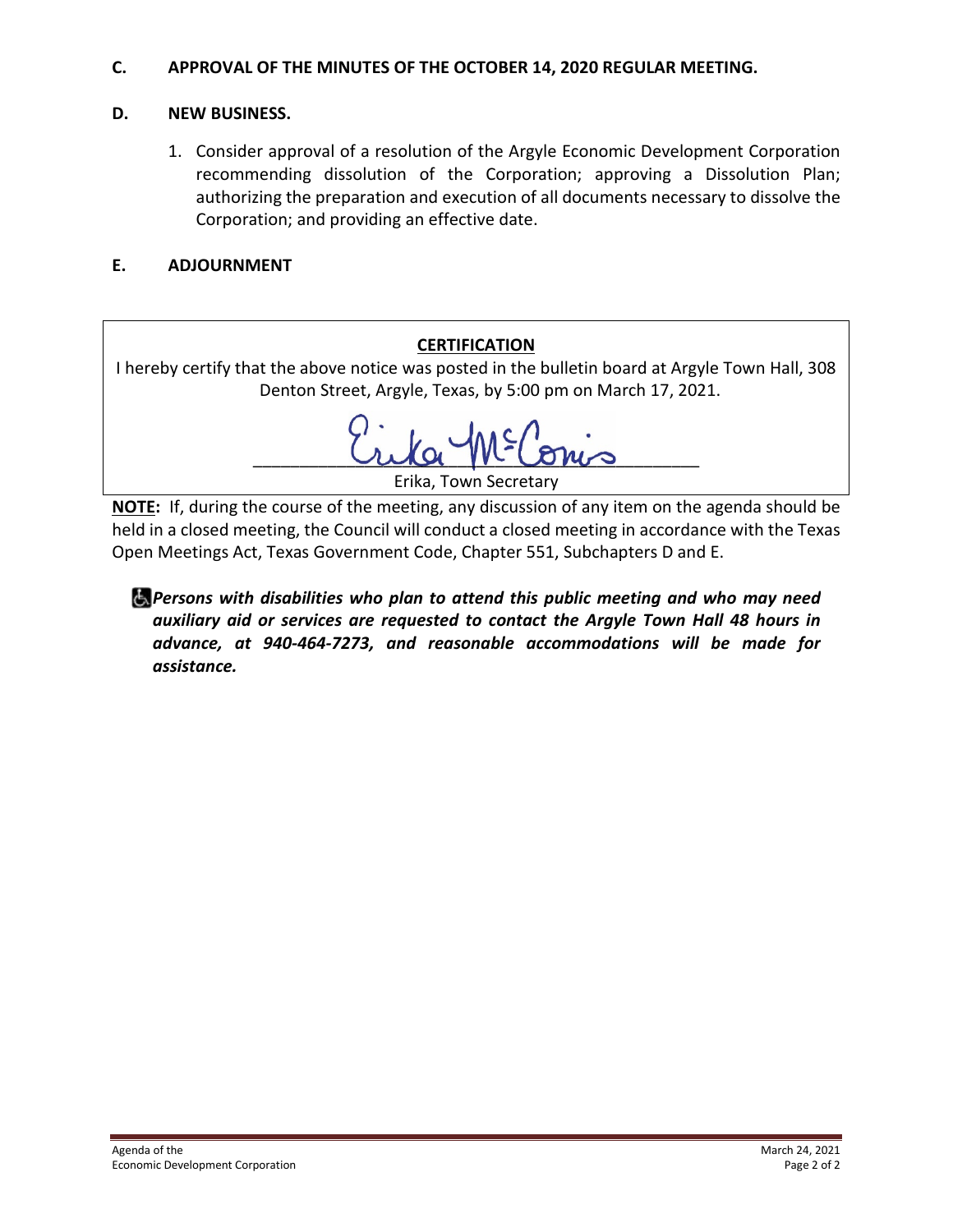**C. APPROVAL OF THE MINUTES OF THE OCTOBER 14, 2020 REGULAR MEETING.**

**D. NEW BUSINESS.**

1. Consider approval of a resolution of the Argyle Economic Development Corporation recommending dissolution of the Corporation; approving a Dissolution Plan; authorizing the preparation and execution of all documents necessary to dissolve the Corporation; and providing an effective date.

**E. ADJOURNMENT**

**CERTIFICATION**

I hereby certify that the above notice was posted in the bulletin board at Argyle Town Hall, 308 Denton Street, Argyle, Texas, by 5:00 pm on March 17, 2021.

Erika McComis

Erika, Town Secretary

**NOTE:** If, during the course of the meeting, any discussion of any item on the agenda should be held in a closed meeting, the Council will conduct a closed meeting in accordance with the Texas Open Meetings Act, Texas Government Code, Chapter 551, Subchapters D and E.

***Persons with disabilities who plan to attend this public meeting and who may need auxiliary aid or services are requested to contact the Argyle Town Hall 48 hours in advance, at 940-464-7273, and reasonable accommodations will be made for assistance.***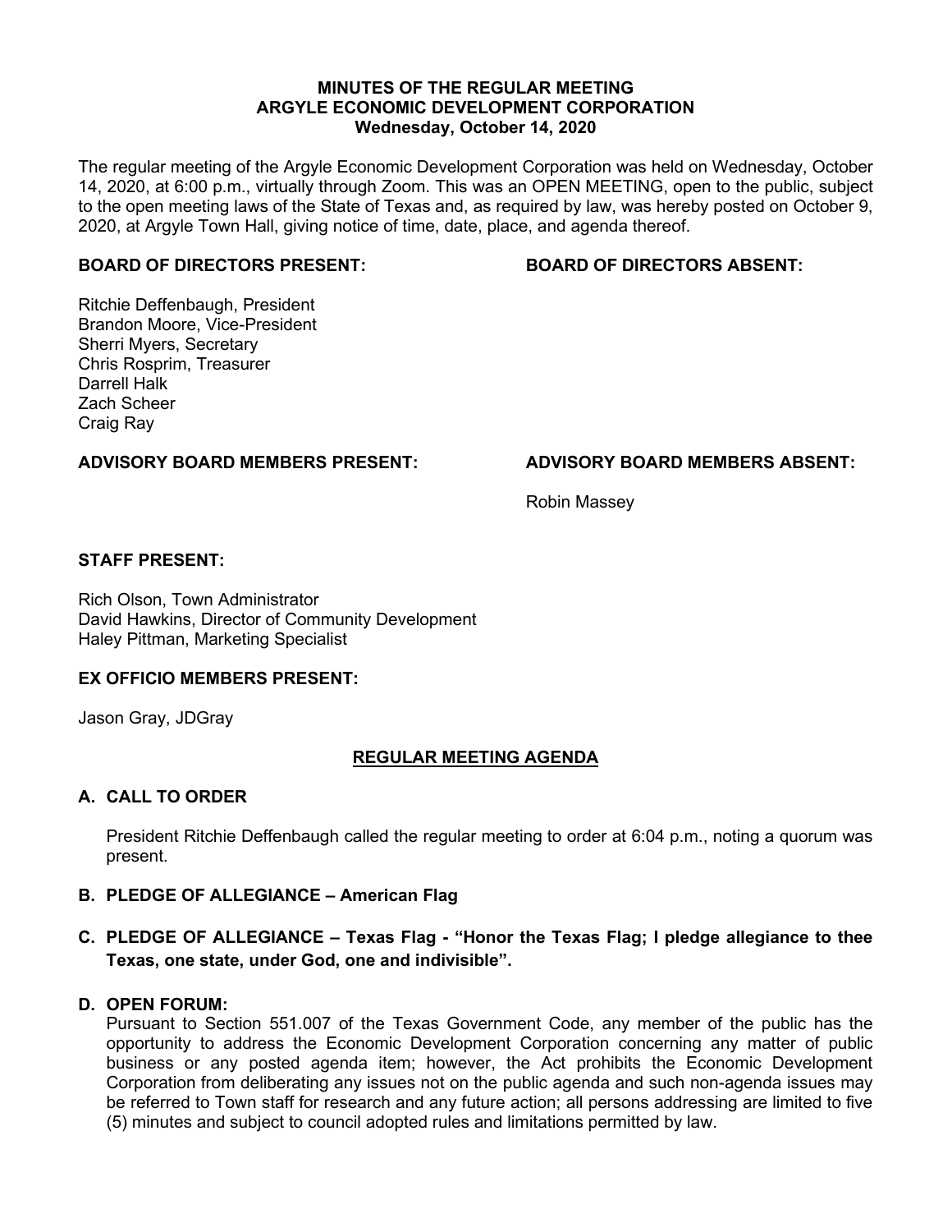**MINUTES OF THE REGULAR MEETING**
**ARGYLE ECONOMIC DEVELOPMENT CORPORATION**
**Wednesday, October 14, 2020**

The regular meeting of the Argyle Economic Development Corporation was held on Wednesday, October 14, 2020, at 6:00 p.m., virtually through Zoom. This was an OPEN MEETING, open to the public, subject to the open meeting laws of the State of Texas and, as required by law, was hereby posted on October 9, 2020, at Argyle Town Hall, giving notice of time, date, place, and agenda thereof.

**BOARD OF DIRECTORS PRESENT:**

Ritchie Deffenbaugh, President
Brandon Moore, Vice-President
Sherri Myers, Secretary
Chris Rosprim, Treasurer
Darrell Halk
Zach Scheer
Craig Ray

**BOARD OF DIRECTORS ABSENT:**

**ADVISORY BOARD MEMBERS PRESENT:**

**ADVISORY BOARD MEMBERS ABSENT:**

Robin Massey

**STAFF PRESENT:**

Rich Olson, Town Administrator
David Hawkins, Director of Community Development
Haley Pittman, Marketing Specialist

**EX OFFICIO MEMBERS PRESENT:**

Jason Gray, JDGray

## REGULAR MEETING AGENDA

**A. CALL TO ORDER**

President Ritchie Deffenbaugh called the regular meeting to order at 6:04 p.m., noting a quorum was present.

**B. PLEDGE OF ALLEGIANCE – American Flag**

**C. PLEDGE OF ALLEGIANCE – Texas Flag - "Honor the Texas Flag; I pledge allegiance to thee Texas, one state, under God, one and indivisible".**

**D. OPEN FORUM:**

Pursuant to Section 551.007 of the Texas Government Code, any member of the public has the opportunity to address the Economic Development Corporation concerning any matter of public business or any posted agenda item; however, the Act prohibits the Economic Development Corporation from deliberating any issues not on the public agenda and such non-agenda issues may be referred to Town staff for research and any future action; all persons addressing are limited to five (5) minutes and subject to council adopted rules and limitations permitted by law.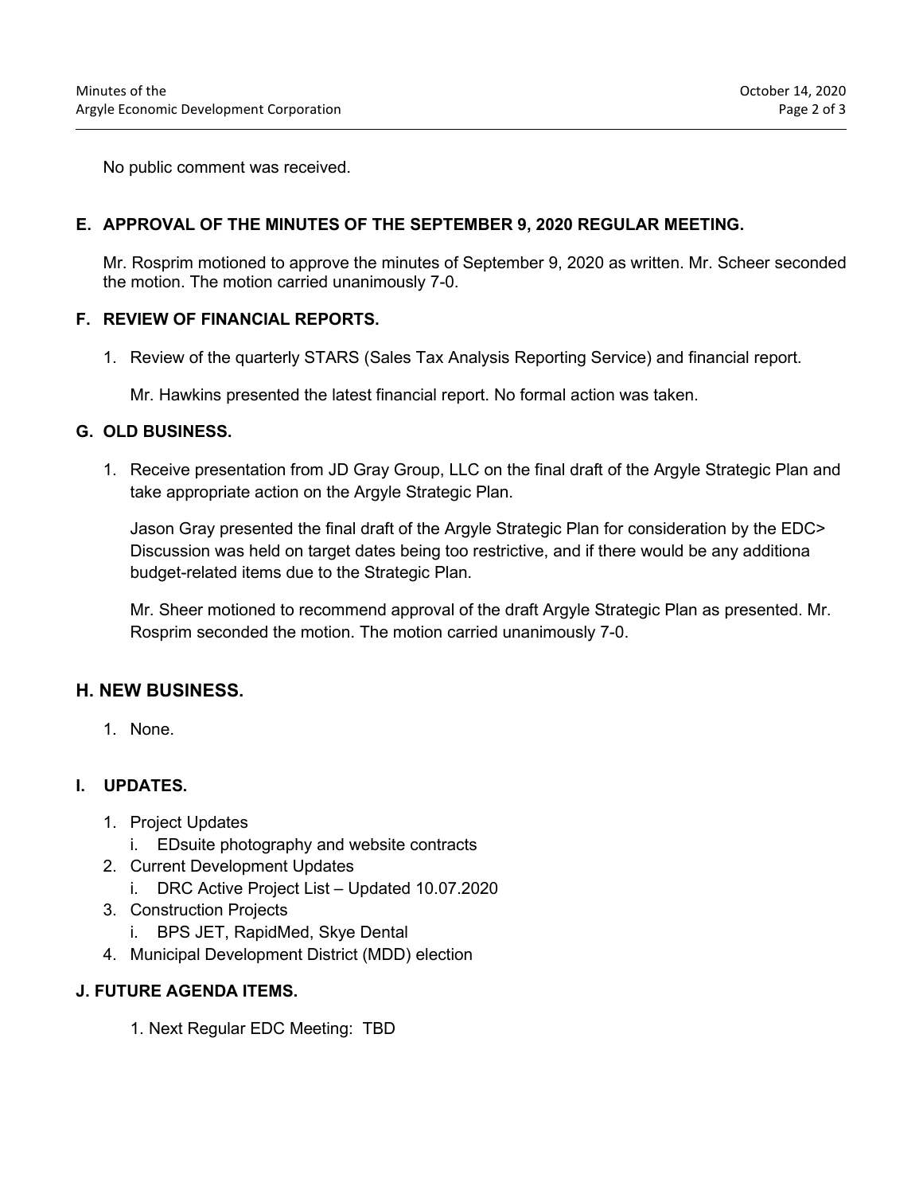No public comment was received.

### E. APPROVAL OF THE MINUTES OF THE SEPTEMBER 9, 2020 REGULAR MEETING.

Mr. Rosprim motioned to approve the minutes of September 9, 2020 as written. Mr. Scheer seconded the motion. The motion carried unanimously 7-0.

### F. REVIEW OF FINANCIAL REPORTS.

1. Review of the quarterly STARS (Sales Tax Analysis Reporting Service) and financial report.

   Mr. Hawkins presented the latest financial report. No formal action was taken.

### G. OLD BUSINESS.

1. Receive presentation from JD Gray Group, LLC on the final draft of the Argyle Strategic Plan and take appropriate action on the Argyle Strategic Plan.

   Jason Gray presented the final draft of the Argyle Strategic Plan for consideration by the EDC> Discussion was held on target dates being too restrictive, and if there would be any additiona budget-related items due to the Strategic Plan.

   Mr. Sheer motioned to recommend approval of the draft Argyle Strategic Plan as presented. Mr. Rosprim seconded the motion. The motion carried unanimously 7-0.

### H. NEW BUSINESS.

1. None.

### I. UPDATES.

1. Project Updates
   i. EDsuite photography and website contracts
2. Current Development Updates
   i. DRC Active Project List – Updated 10.07.2020
3. Construction Projects
   i. BPS JET, RapidMed, Skye Dental
4. Municipal Development District (MDD) election

### J. FUTURE AGENDA ITEMS.

1. Next Regular EDC Meeting: TBD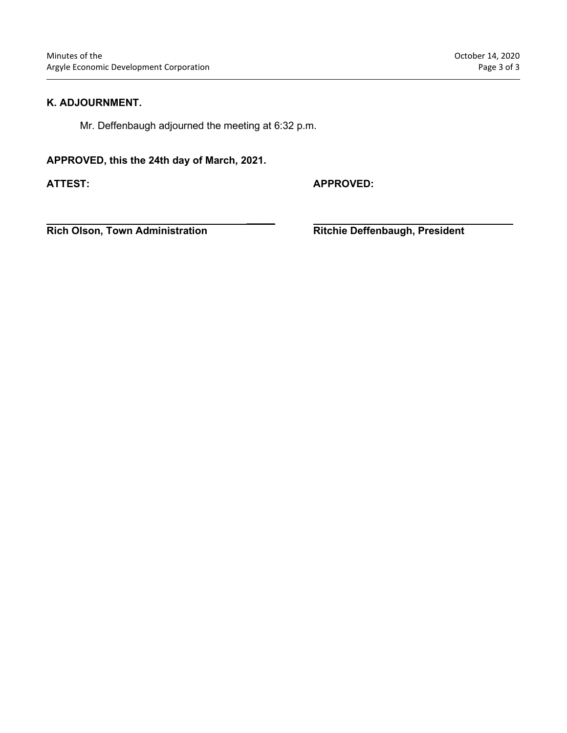**K. ADJOURNMENT.**

Mr. Deffenbaugh adjourned the meeting at 6:32 p.m.

**APPROVED, this the 24th day of March, 2021.**

**ATTEST:**

**Rich Olson, Town Administration**

**APPROVED:**

**Ritchie Deffenbaugh, President**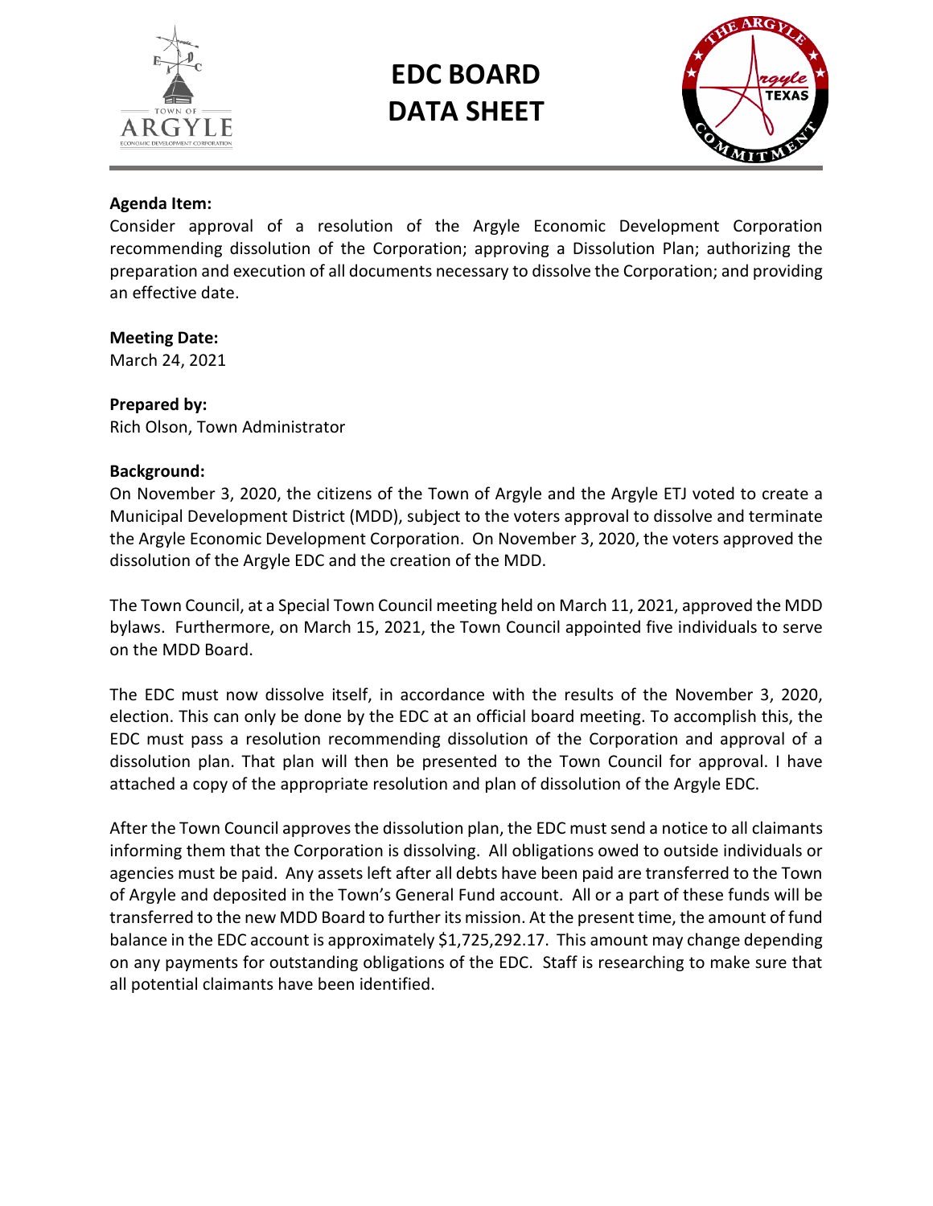# EDC BOARD DATA SHEET

**Agenda Item:**
Consider approval of a resolution of the Argyle Economic Development Corporation recommending dissolution of the Corporation; approving a Dissolution Plan; authorizing the preparation and execution of all documents necessary to dissolve the Corporation; and providing an effective date.

**Meeting Date:**
March 24, 2021

**Prepared by:**
Rich Olson, Town Administrator

**Background:**
On November 3, 2020, the citizens of the Town of Argyle and the Argyle ETJ voted to create a Municipal Development District (MDD), subject to the voters approval to dissolve and terminate the Argyle Economic Development Corporation. On November 3, 2020, the voters approved the dissolution of the Argyle EDC and the creation of the MDD.

The Town Council, at a Special Town Council meeting held on March 11, 2021, approved the MDD bylaws. Furthermore, on March 15, 2021, the Town Council appointed five individuals to serve on the MDD Board.

The EDC must now dissolve itself, in accordance with the results of the November 3, 2020, election. This can only be done by the EDC at an official board meeting. To accomplish this, the EDC must pass a resolution recommending dissolution of the Corporation and approval of a dissolution plan. That plan will then be presented to the Town Council for approval. I have attached a copy of the appropriate resolution and plan of dissolution of the Argyle EDC.

After the Town Council approves the dissolution plan, the EDC must send a notice to all claimants informing them that the Corporation is dissolving. All obligations owed to outside individuals or agencies must be paid. Any assets left after all debts have been paid are transferred to the Town of Argyle and deposited in the Town's General Fund account. All or a part of these funds will be transferred to the new MDD Board to further its mission. At the present time, the amount of fund balance in the EDC account is approximately $1,725,292.17. This amount may change depending on any payments for outstanding obligations of the EDC. Staff is researching to make sure that all potential claimants have been identified.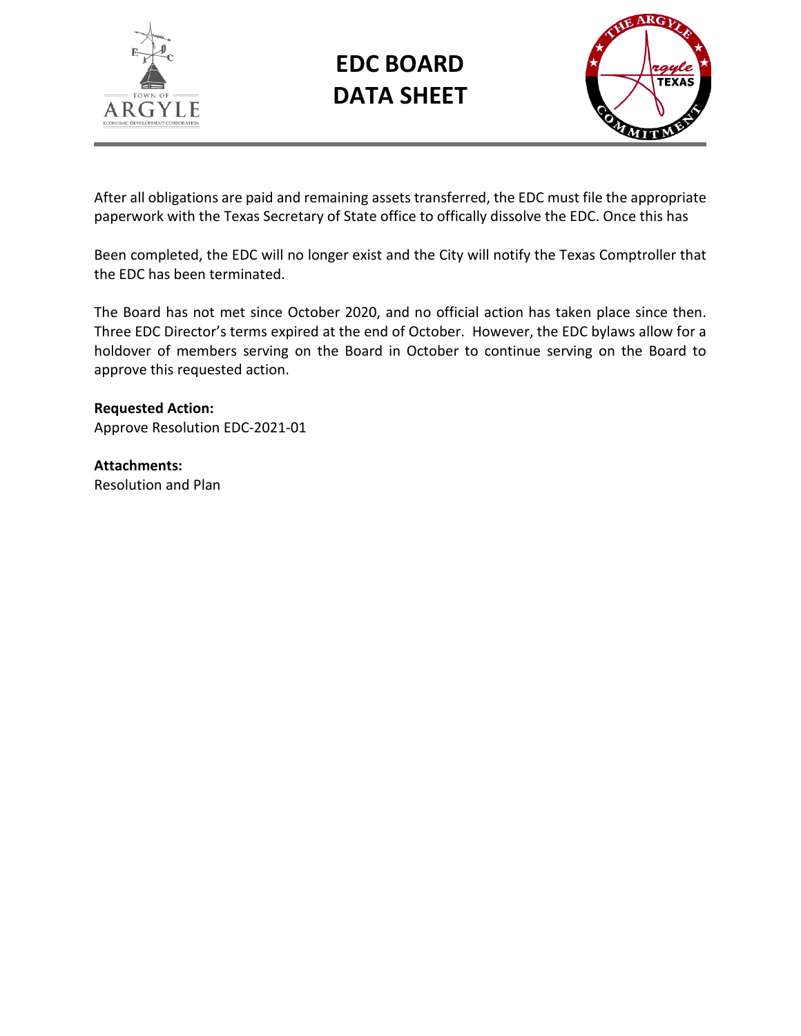# EDC BOARD DATA SHEET

After all obligations are paid and remaining assets transferred, the EDC must file the appropriate paperwork with the Texas Secretary of State office to offically dissolve the EDC. Once this has

Been completed, the EDC will no longer exist and the City will notify the Texas Comptroller that the EDC has been terminated.

The Board has not met since October 2020, and no official action has taken place since then. Three EDC Director's terms expired at the end of October. However, the EDC bylaws allow for a holdover of members serving on the Board in October to continue serving on the Board to approve this requested action.

**Requested Action:**
Approve Resolution EDC-2021-01

**Attachments:**
Resolution and Plan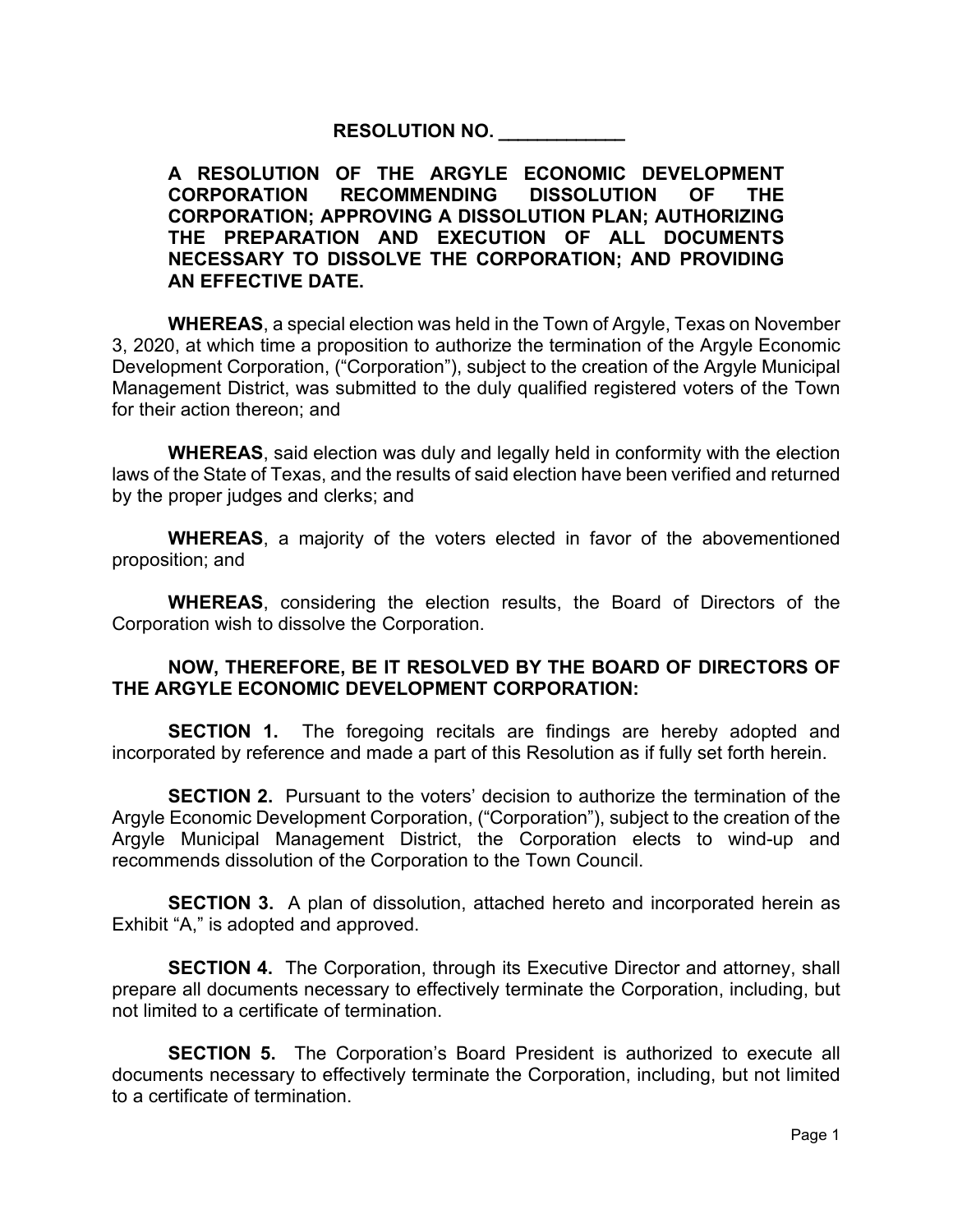**RESOLUTION NO. ____________**

**A RESOLUTION OF THE ARGYLE ECONOMIC DEVELOPMENT CORPORATION RECOMMENDING DISSOLUTION OF THE CORPORATION; APPROVING A DISSOLUTION PLAN; AUTHORIZING THE PREPARATION AND EXECUTION OF ALL DOCUMENTS NECESSARY TO DISSOLVE THE CORPORATION; AND PROVIDING AN EFFECTIVE DATE.**

**WHEREAS**, a special election was held in the Town of Argyle, Texas on November 3, 2020, at which time a proposition to authorize the termination of the Argyle Economic Development Corporation, ("Corporation"), subject to the creation of the Argyle Municipal Management District, was submitted to the duly qualified registered voters of the Town for their action thereon; and

**WHEREAS**, said election was duly and legally held in conformity with the election laws of the State of Texas, and the results of said election have been verified and returned by the proper judges and clerks; and

**WHEREAS**, a majority of the voters elected in favor of the abovementioned proposition; and

**WHEREAS**, considering the election results, the Board of Directors of the Corporation wish to dissolve the Corporation.

**NOW, THEREFORE, BE IT RESOLVED BY THE BOARD OF DIRECTORS OF THE ARGYLE ECONOMIC DEVELOPMENT CORPORATION:**

**SECTION 1.** The foregoing recitals are findings are hereby adopted and incorporated by reference and made a part of this Resolution as if fully set forth herein.

**SECTION 2.** Pursuant to the voters' decision to authorize the termination of the Argyle Economic Development Corporation, ("Corporation"), subject to the creation of the Argyle Municipal Management District, the Corporation elects to wind-up and recommends dissolution of the Corporation to the Town Council.

**SECTION 3.** A plan of dissolution, attached hereto and incorporated herein as Exhibit "A," is adopted and approved.

**SECTION 4.** The Corporation, through its Executive Director and attorney, shall prepare all documents necessary to effectively terminate the Corporation, including, but not limited to a certificate of termination.

**SECTION 5.** The Corporation's Board President is authorized to execute all documents necessary to effectively terminate the Corporation, including, but not limited to a certificate of termination.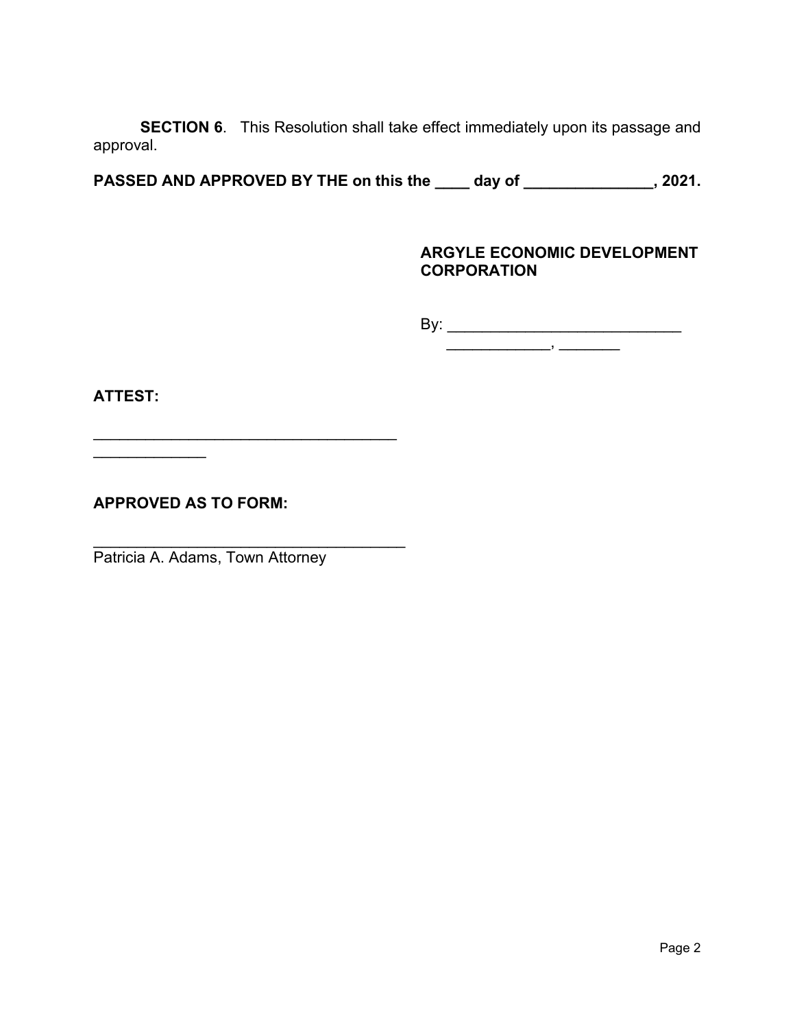**SECTION 6**. This Resolution shall take effect immediately upon its passage and approval.

**PASSED AND APPROVED BY THE on this the ____ day of _______________, 2021.**

**ARGYLE ECONOMIC DEVELOPMENT CORPORATION**

By: ____________________________

_____________, ________

**ATTEST:**

____________________________________

_____________

**APPROVED AS TO FORM:**

_____________________________________

Patricia A. Adams, Town Attorney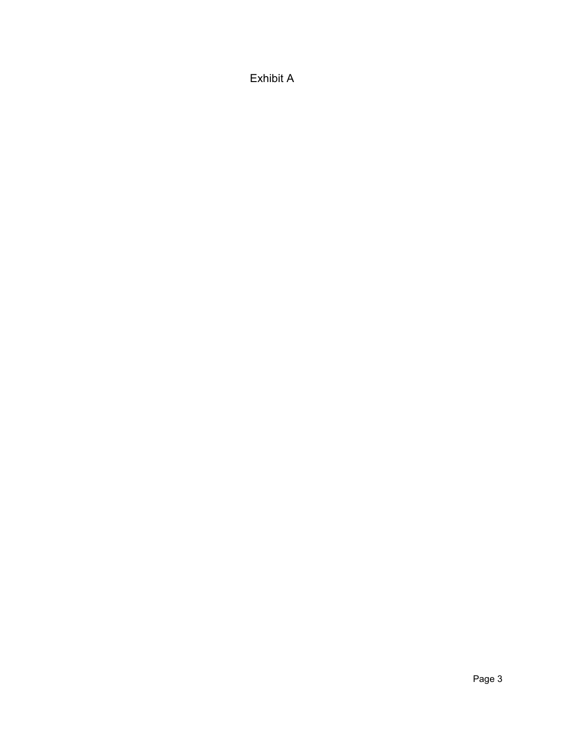# Exhibit A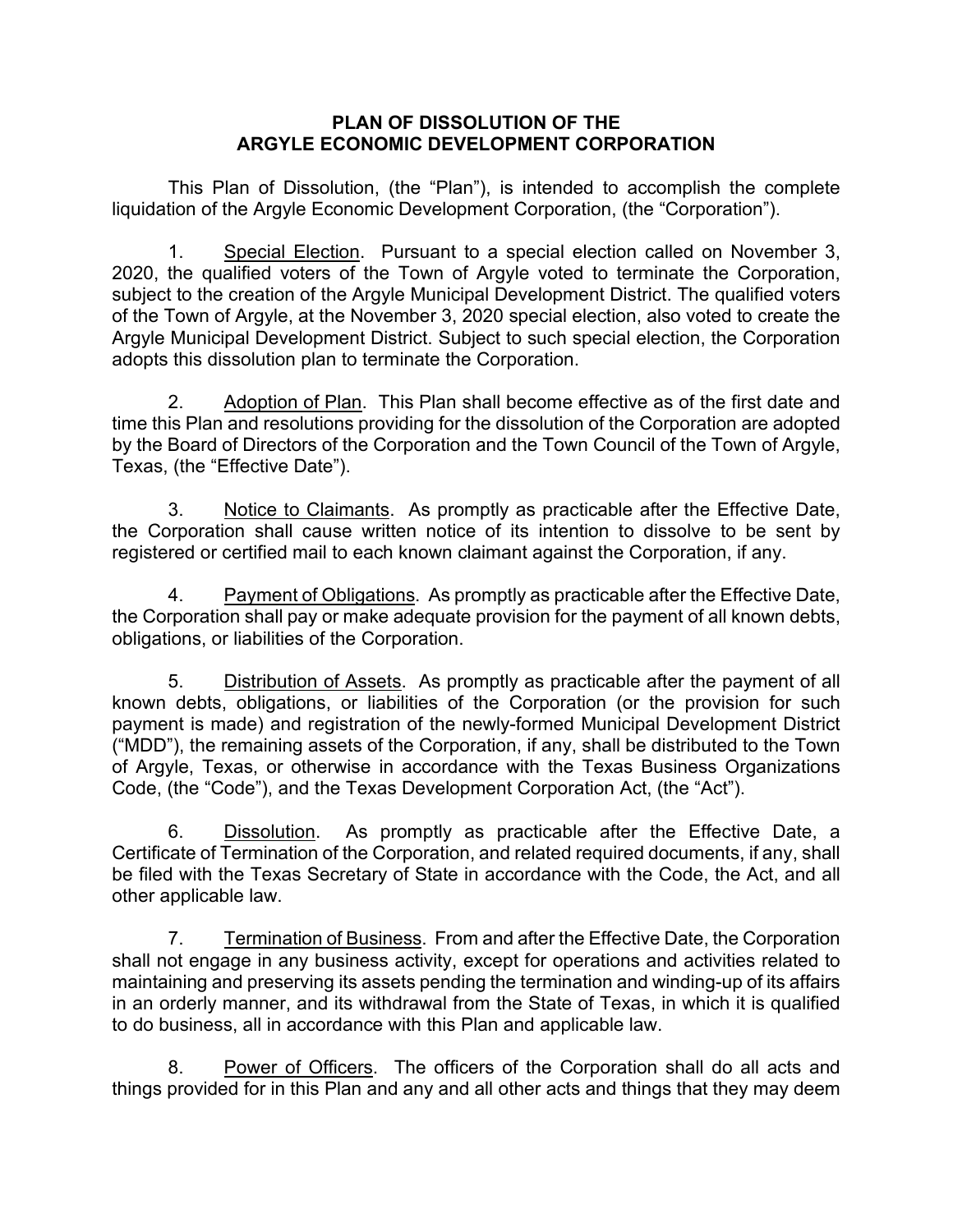# PLAN OF DISSOLUTION OF THE ARGYLE ECONOMIC DEVELOPMENT CORPORATION

This Plan of Dissolution, (the "Plan"), is intended to accomplish the complete liquidation of the Argyle Economic Development Corporation, (the "Corporation").

1. Special Election. Pursuant to a special election called on November 3, 2020, the qualified voters of the Town of Argyle voted to terminate the Corporation, subject to the creation of the Argyle Municipal Development District. The qualified voters of the Town of Argyle, at the November 3, 2020 special election, also voted to create the Argyle Municipal Development District. Subject to such special election, the Corporation adopts this dissolution plan to terminate the Corporation.

2. Adoption of Plan. This Plan shall become effective as of the first date and time this Plan and resolutions providing for the dissolution of the Corporation are adopted by the Board of Directors of the Corporation and the Town Council of the Town of Argyle, Texas, (the "Effective Date").

3. Notice to Claimants. As promptly as practicable after the Effective Date, the Corporation shall cause written notice of its intention to dissolve to be sent by registered or certified mail to each known claimant against the Corporation, if any.

4. Payment of Obligations. As promptly as practicable after the Effective Date, the Corporation shall pay or make adequate provision for the payment of all known debts, obligations, or liabilities of the Corporation.

5. Distribution of Assets. As promptly as practicable after the payment of all known debts, obligations, or liabilities of the Corporation (or the provision for such payment is made) and registration of the newly-formed Municipal Development District ("MDD"), the remaining assets of the Corporation, if any, shall be distributed to the Town of Argyle, Texas, or otherwise in accordance with the Texas Business Organizations Code, (the "Code"), and the Texas Development Corporation Act, (the "Act").

6. Dissolution. As promptly as practicable after the Effective Date, a Certificate of Termination of the Corporation, and related required documents, if any, shall be filed with the Texas Secretary of State in accordance with the Code, the Act, and all other applicable law.

7. Termination of Business. From and after the Effective Date, the Corporation shall not engage in any business activity, except for operations and activities related to maintaining and preserving its assets pending the termination and winding-up of its affairs in an orderly manner, and its withdrawal from the State of Texas, in which it is qualified to do business, all in accordance with this Plan and applicable law.

8. Power of Officers. The officers of the Corporation shall do all acts and things provided for in this Plan and any and all other acts and things that they may deem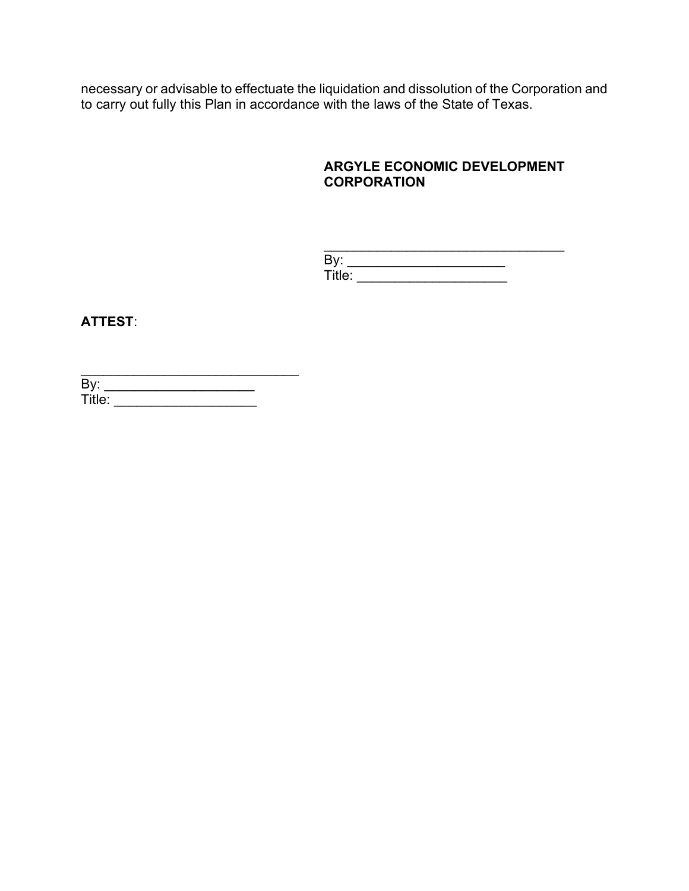necessary or advisable to effectuate the liquidation and dissolution of the Corporation and to carry out fully this Plan in accordance with the laws of the State of Texas.

**ARGYLE ECONOMIC DEVELOPMENT CORPORATION**

_________________________________
By: _____________________
Title: ____________________

**ATTEST**:

______________________________
By: ____________________
Title: ___________________